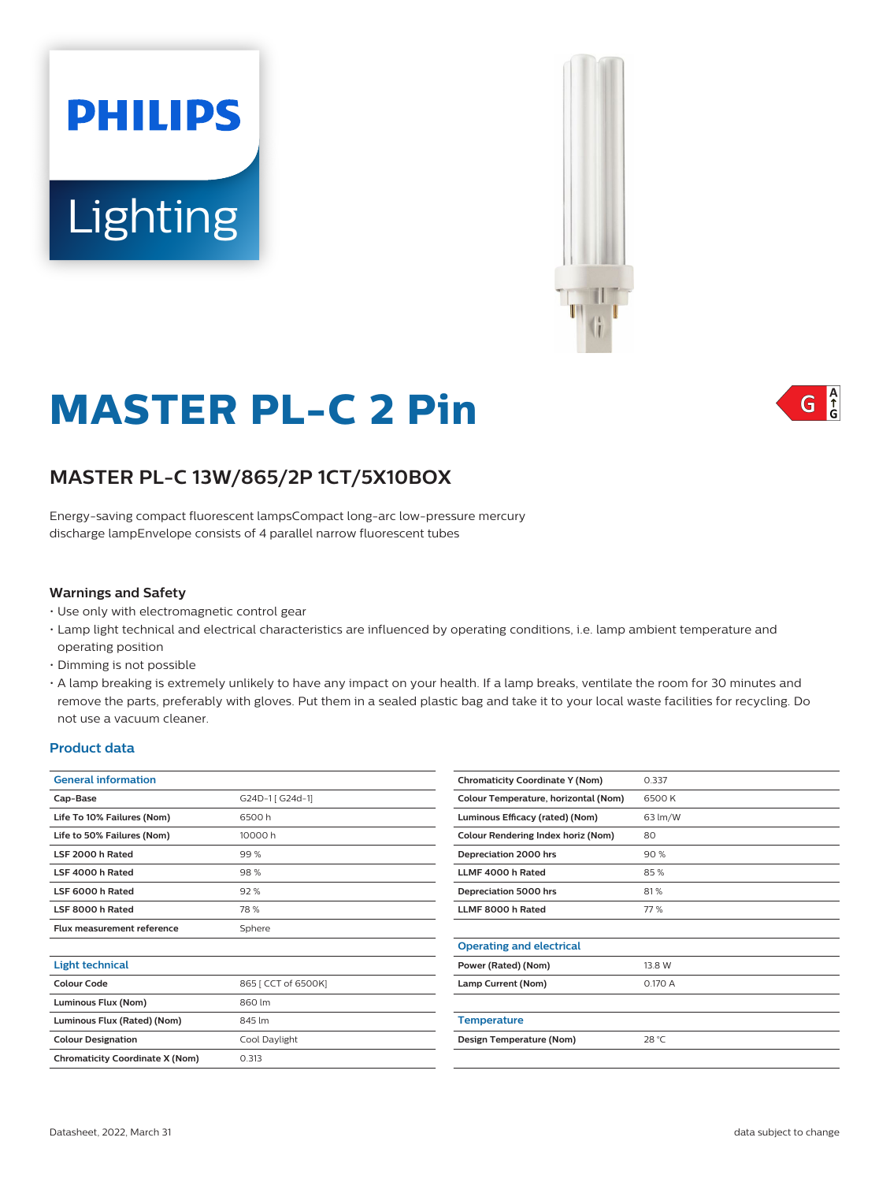PHILIPS

Lighting

# MASTER PL-C 2 Pin

## MASTER PL-C 13W/865/2P 1CT/5X10BOX

Energy-saving compact fluorescent lampsCompact long-arc low-pressure mercury discharge lampEnvelope consists of 4 parallel narrow fluorescent tubes

### Warnings and Safety

- Use only with electromagnetic control gear
- Lamp light technical and electrical characteristics are influenced by operating conditions, i.e. lamp ambient temperature and operating position
- Dimming is not possible
- A lamp breaking is extremely unlikely to have any impact on your health. If a lamp breaks, ventilate the room for 30 minutes and remove the parts, preferably with gloves. Put them in a sealed plastic bag and take it to your local waste facilities for recycling. Do not use a vacuum cleaner.

### Product data

| General information | |
|---|---|
| Cap-Base | G24D-1 [ G24d-1] |
| Life To 10% Failures (Nom) | 6500 h |
| Life to 50% Failures (Nom) | 10000 h |
| LSF 2000 h Rated | 99 % |
| LSF 4000 h Rated | 98 % |
| LSF 6000 h Rated | 92 % |
| LSF 8000 h Rated | 78 % |
| Flux measurement reference | Sphere |

| Light technical | |
|---|---|
| Colour Code | 865 [ CCT of 6500K] |
| Luminous Flux (Nom) | 860 lm |
| Luminous Flux (Rated) (Nom) | 845 lm |
| Colour Designation | Cool Daylight |
| Chromaticity Coordinate X (Nom) | 0.313 |
| Chromaticity Coordinate Y (Nom) | 0.337 |
| Colour Temperature, horizontal (Nom) | 6500 K |
| Luminous Efficacy (rated) (Nom) | 63 lm/W |
| Colour Rendering Index horiz (Nom) | 80 |
| Depreciation 2000 hrs | 90 % |
| LLMF 4000 h Rated | 85 % |
| Depreciation 5000 hrs | 81 % |
| LLMF 8000 h Rated | 77 % |

| Operating and electrical | |
|---|---|
| Power (Rated) (Nom) | 13.8 W |
| Lamp Current (Nom) | 0.170 A |

| Temperature | |
|---|---|
| Design Temperature (Nom) | 28 °C |

Datasheet, 2022, March 31

data subject to change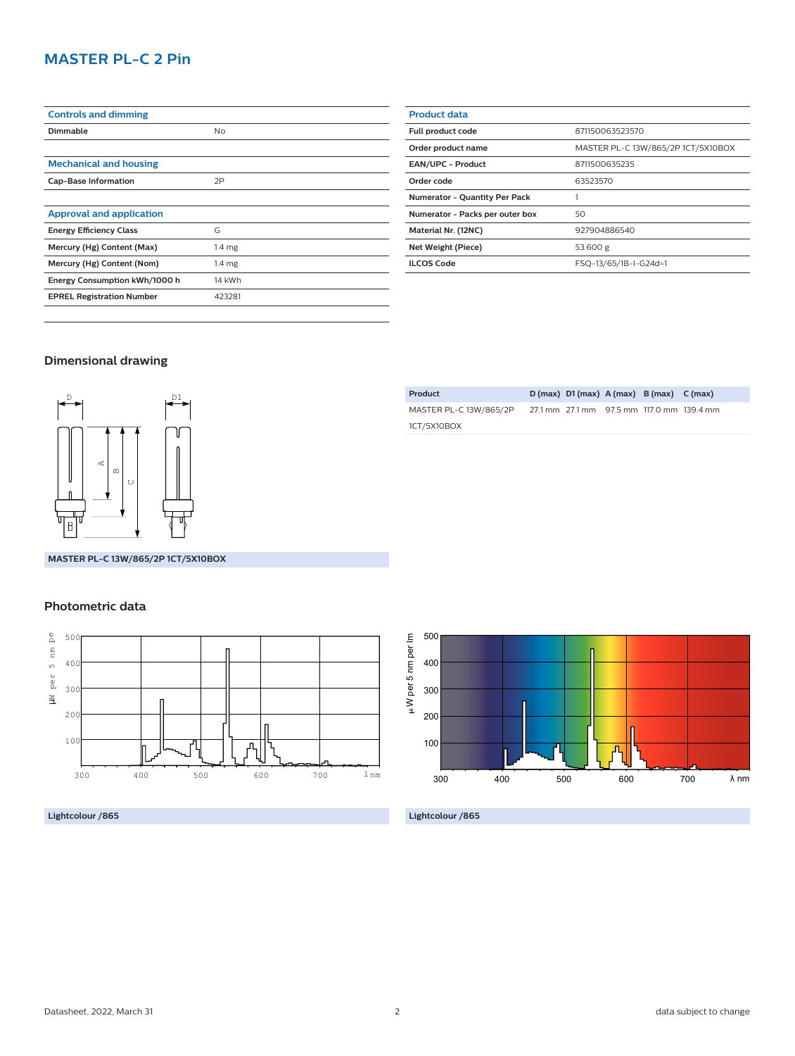# MASTER PL-C 2 Pin

| Controls and dimming | |
|---|---|
| Dimmable | No |

| Mechanical and housing | |
|---|---|
| Cap-Base Information | 2P |

| Approval and application | |
|---|---|
| Energy Efficiency Class | G |
| Mercury (Hg) Content (Max) | 1.4 mg |
| Mercury (Hg) Content (Nom) | 1.4 mg |
| Energy Consumption kWh/1000 h | 14 kWh |
| EPREL Registration Number | 423281 |

| Product data | |
|---|---|
| Full product code | 871150063523570 |
| Order product name | MASTER PL-C 13W/865/2P 1CT/5X10BOX |
| EAN/UPC - Product | 8711500635235 |
| Order code | 63523570 |
| Numerator - Quantity Per Pack | 1 |
| Numerator - Packs per outer box | 50 |
| Material Nr. (12NC) | 927904886540 |
| Net Weight (Piece) | 53.600 g |
| ILCOS Code | FSQ-13/65/1B-I-G24d=1 |

## Dimensional drawing

MASTER PL-C 13W/865/2P 1CT/5X10BOX

| Product | D (max) | D1 (max) | A (max) | B (max) | C (max) |
|---|---|---|---|---|---|
| MASTER PL-C 13W/865/2P 1CT/5X10BOX | 27.1 mm | 27.1 mm | 97.5 mm | 117.0 mm | 139.4 mm |

## Photometric data

Lightcolour /865

Lightcolour /865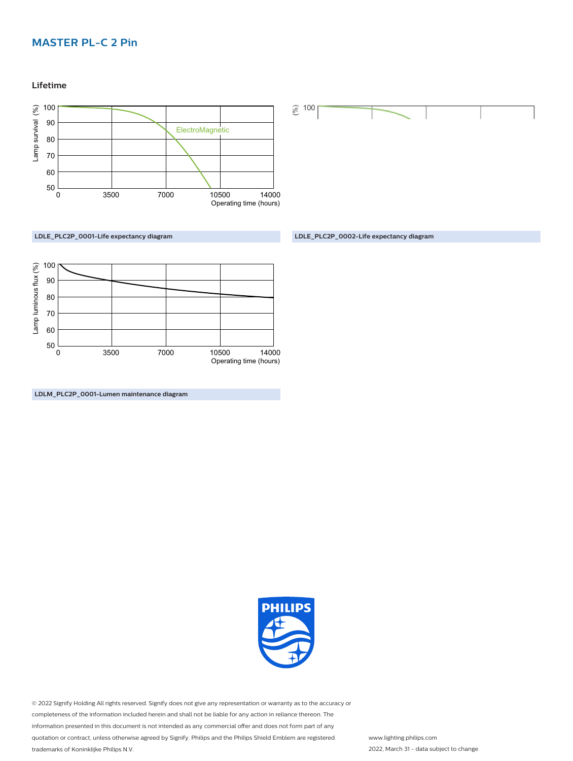## MASTER PL-C 2 Pin

### Lifetime

Lamp survival (%)
100
90
80
70
60
50
0
3500
7000
10500
14000
Operating time (hours)
ElectroMagnetic

**LDLE_PLC2P_0001-Life expectancy diagram**

(%) 100

**LDLE_PLC2P_0002-Life expectancy diagram**

Lamp luminous flux (%)
100
90
80
70
60
50
0
3500
7000
10500
14000
Operating time (hours)

**LDLM_PLC2P_0001-Lumen maintenance diagram**

© 2022 Signify Holding All rights reserved. Signify does not give any representation or warranty as to the accuracy or completeness of the information included herein and shall not be liable for any action in reliance thereon. The information presented in this document is not intended as any commercial offer and does not form part of any quotation or contract, unless otherwise agreed by Signify. Philips and the Philips Shield Emblem are registered trademarks of Koninklijke Philips N.V.

www.lighting.philips.com

2022, March 31 - data subject to change